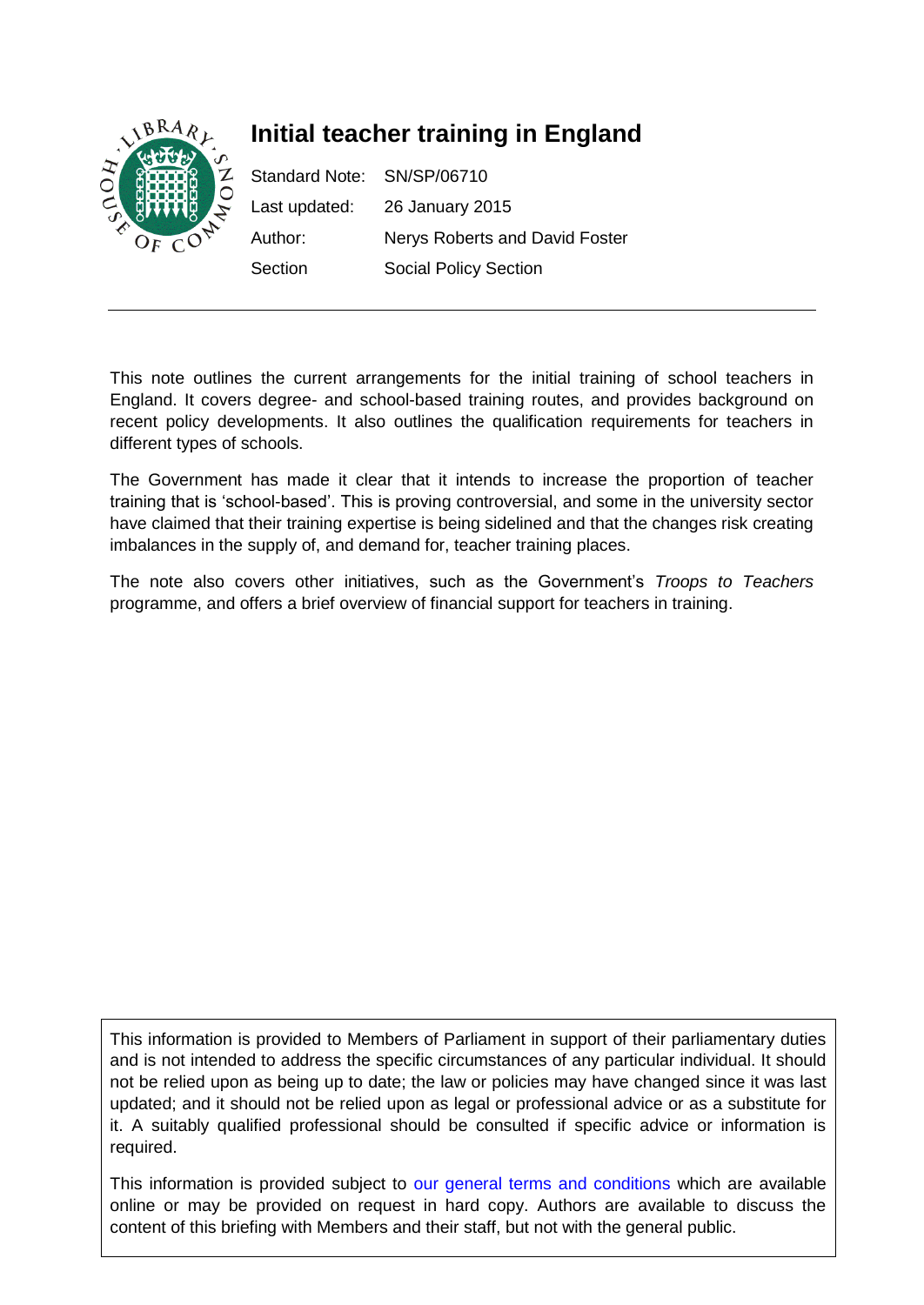# Initial teacher training in England

| | |
|---|---|
| Standard Note: | SN/SP/06710 |
| Last updated: | 26 January 2015 |
| Author: | Nerys Roberts and David Foster |
| Section | Social Policy Section |

This note outlines the current arrangements for the initial training of school teachers in England. It covers degree- and school-based training routes, and provides background on recent policy developments. It also outlines the qualification requirements for teachers in different types of schools.

The Government has made it clear that it intends to increase the proportion of teacher training that is 'school-based'. This is proving controversial, and some in the university sector have claimed that their training expertise is being sidelined and that the changes risk creating imbalances in the supply of, and demand for, teacher training places.

The note also covers other initiatives, such as the Government's *Troops to Teachers* programme, and offers a brief overview of financial support for teachers in training.

This information is provided to Members of Parliament in support of their parliamentary duties and is not intended to address the specific circumstances of any particular individual. It should not be relied upon as being up to date; the law or policies may have changed since it was last updated; and it should not be relied upon as legal or professional advice or as a substitute for it. A suitably qualified professional should be consulted if specific advice or information is required.

This information is provided subject to our general terms and conditions which are available online or may be provided on request in hard copy. Authors are available to discuss the content of this briefing with Members and their staff, but not with the general public.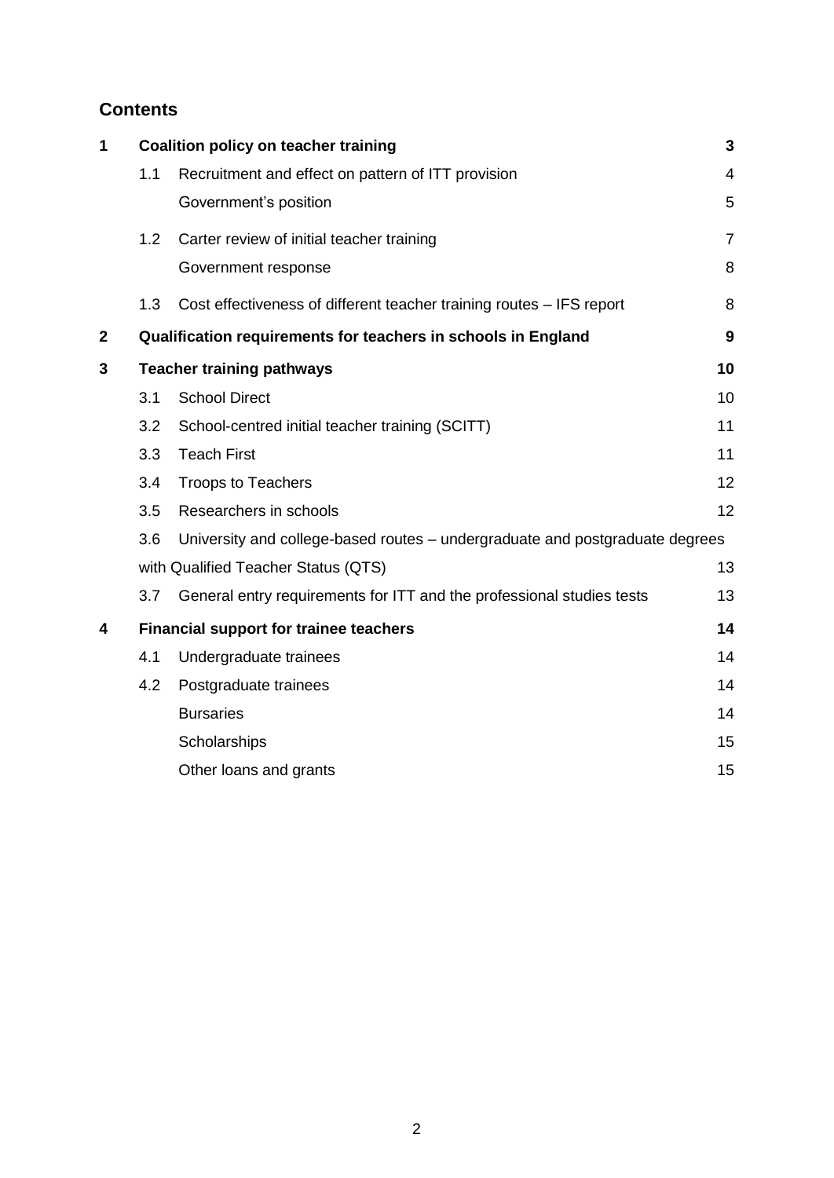## Contents

| | | | |
|---|---|---|---|
| **1** | **Coalition policy on teacher training** | | **3** |
| | 1.1 | Recruitment and effect on pattern of ITT provision | 4 |
| | | Government's position | 5 |
| | 1.2 | Carter review of initial teacher training | 7 |
| | | Government response | 8 |
| | 1.3 | Cost effectiveness of different teacher training routes – IFS report | 8 |
| **2** | **Qualification requirements for teachers in schools in England** | | **9** |
| **3** | **Teacher training pathways** | | **10** |
| | 3.1 | School Direct | 10 |
| | 3.2 | School-centred initial teacher training (SCITT) | 11 |
| | 3.3 | Teach First | 11 |
| | 3.4 | Troops to Teachers | 12 |
| | 3.5 | Researchers in schools | 12 |
| | 3.6 | University and college-based routes – undergraduate and postgraduate degrees with Qualified Teacher Status (QTS) | 13 |
| | 3.7 | General entry requirements for ITT and the professional studies tests | 13 |
| **4** | **Financial support for trainee teachers** | | **14** |
| | 4.1 | Undergraduate trainees | 14 |
| | 4.2 | Postgraduate trainees | 14 |
| | | Bursaries | 14 |
| | | Scholarships | 15 |
| | | Other loans and grants | 15 |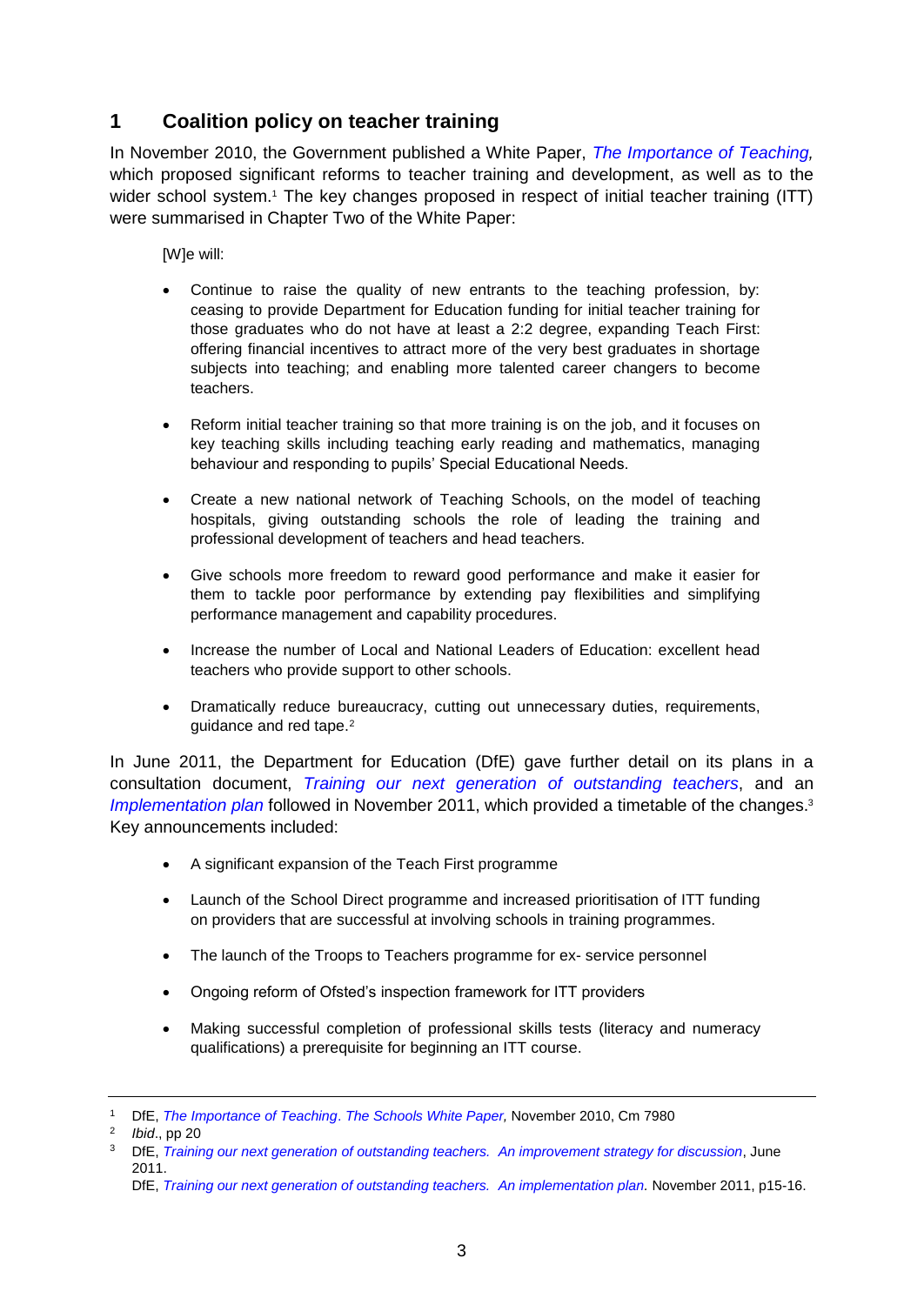## 1 Coalition policy on teacher training

In November 2010, the Government published a White Paper, *The Importance of Teaching,* which proposed significant reforms to teacher training and development, as well as to the wider school system.[1] The key changes proposed in respect of initial teacher training (ITT) were summarised in Chapter Two of the White Paper:

> [W]e will:
>
> - Continue to raise the quality of new entrants to the teaching profession, by: ceasing to provide Department for Education funding for initial teacher training for those graduates who do not have at least a 2:2 degree, expanding Teach First: offering financial incentives to attract more of the very best graduates in shortage subjects into teaching; and enabling more talented career changers to become teachers.
>
> - Reform initial teacher training so that more training is on the job, and it focuses on key teaching skills including teaching early reading and mathematics, managing behaviour and responding to pupils' Special Educational Needs.
>
> - Create a new national network of Teaching Schools, on the model of teaching hospitals, giving outstanding schools the role of leading the training and professional development of teachers and head teachers.
>
> - Give schools more freedom to reward good performance and make it easier for them to tackle poor performance by extending pay flexibilities and simplifying performance management and capability procedures.
>
> - Increase the number of Local and National Leaders of Education: excellent head teachers who provide support to other schools.
>
> - Dramatically reduce bureaucracy, cutting out unnecessary duties, requirements, guidance and red tape.[2]

In June 2011, the Department for Education (DfE) gave further detail on its plans in a consultation document, *Training our next generation of outstanding teachers*, and an *Implementation plan* followed in November 2011, which provided a timetable of the changes.[3] Key announcements included:

- A significant expansion of the Teach First programme
- Launch of the School Direct programme and increased prioritisation of ITT funding on providers that are successful at involving schools in training programmes.
- The launch of the Troops to Teachers programme for ex- service personnel
- Ongoing reform of Ofsted's inspection framework for ITT providers
- Making successful completion of professional skills tests (literacy and numeracy qualifications) a prerequisite for beginning an ITT course.

---

[1] DfE, *The Importance of Teaching*. *The Schools White Paper,* November 2010, Cm 7980

[2] *Ibid*., pp 20

[3] DfE, *Training our next generation of outstanding teachers. An improvement strategy for discussion*, June 2011.
DfE, *Training our next generation of outstanding teachers. An implementation plan.* November 2011, p15-16.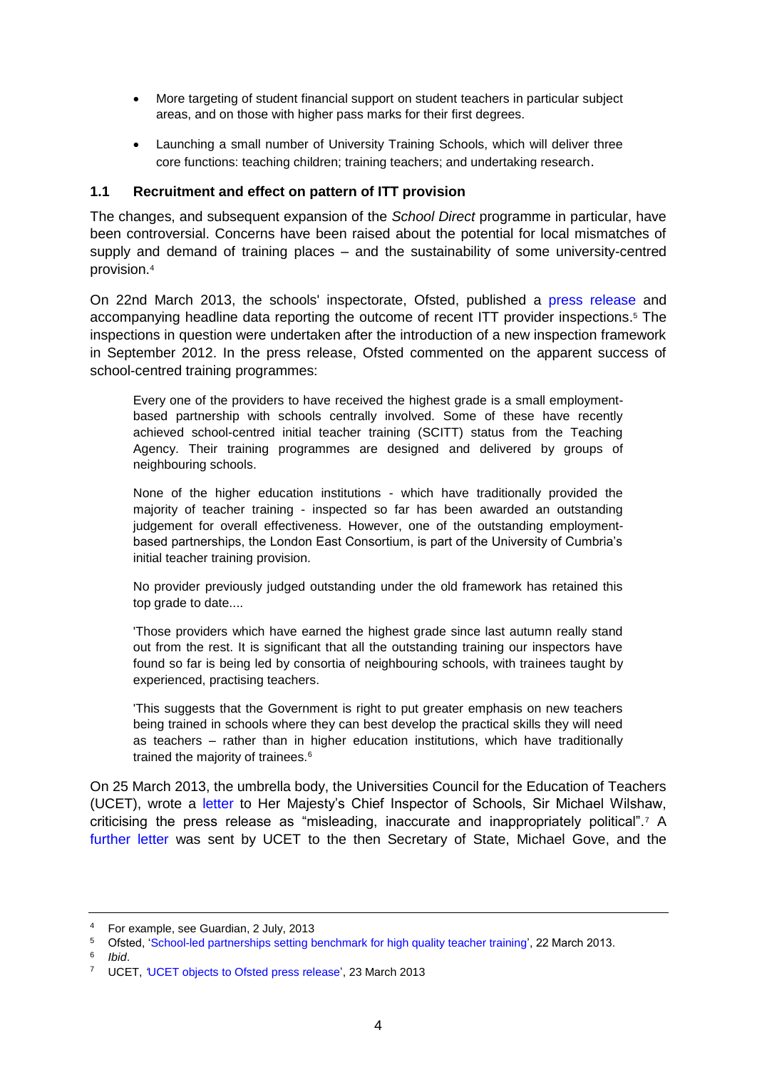- More targeting of student financial support on student teachers in particular subject areas, and on those with higher pass marks for their first degrees.

- Launching a small number of University Training Schools, which will deliver three core functions: teaching children; training teachers; and undertaking research.

### 1.1 Recruitment and effect on pattern of ITT provision

The changes, and subsequent expansion of the *School Direct* programme in particular, have been controversial. Concerns have been raised about the potential for local mismatches of supply and demand of training places – and the sustainability of some university-centred provision.[4]

On 22nd March 2013, the schools' inspectorate, Ofsted, published a press release and accompanying headline data reporting the outcome of recent ITT provider inspections.[5] The inspections in question were undertaken after the introduction of a new inspection framework in September 2012. In the press release, Ofsted commented on the apparent success of school-centred training programmes:

> Every one of the providers to have received the highest grade is a small employment-based partnership with schools centrally involved. Some of these have recently achieved school-centred initial teacher training (SCITT) status from the Teaching Agency. Their training programmes are designed and delivered by groups of neighbouring schools.
>
> None of the higher education institutions - which have traditionally provided the majority of teacher training - inspected so far has been awarded an outstanding judgement for overall effectiveness. However, one of the outstanding employment-based partnerships, the London East Consortium, is part of the University of Cumbria's initial teacher training provision.
>
> No provider previously judged outstanding under the old framework has retained this top grade to date....
>
> 'Those providers which have earned the highest grade since last autumn really stand out from the rest. It is significant that all the outstanding training our inspectors have found so far is being led by consortia of neighbouring schools, with trainees taught by experienced, practising teachers.
>
> 'This suggests that the Government is right to put greater emphasis on new teachers being trained in schools where they can best develop the practical skills they will need as teachers – rather than in higher education institutions, which have traditionally trained the majority of trainees.[6]

On 25 March 2013, the umbrella body, the Universities Council for the Education of Teachers (UCET), wrote a letter to Her Majesty's Chief Inspector of Schools, Sir Michael Wilshaw, criticising the press release as "misleading, inaccurate and inappropriately political".[7] A further letter was sent by UCET to the then Secretary of State, Michael Gove, and the

---

[4] For example, see Guardian, 2 July, 2013

[5] Ofsted, 'School-led partnerships setting benchmark for high quality teacher training', 22 March 2013.

[6] *Ibid*.

[7] UCET, 'UCET objects to Ofsted press release', 23 March 2013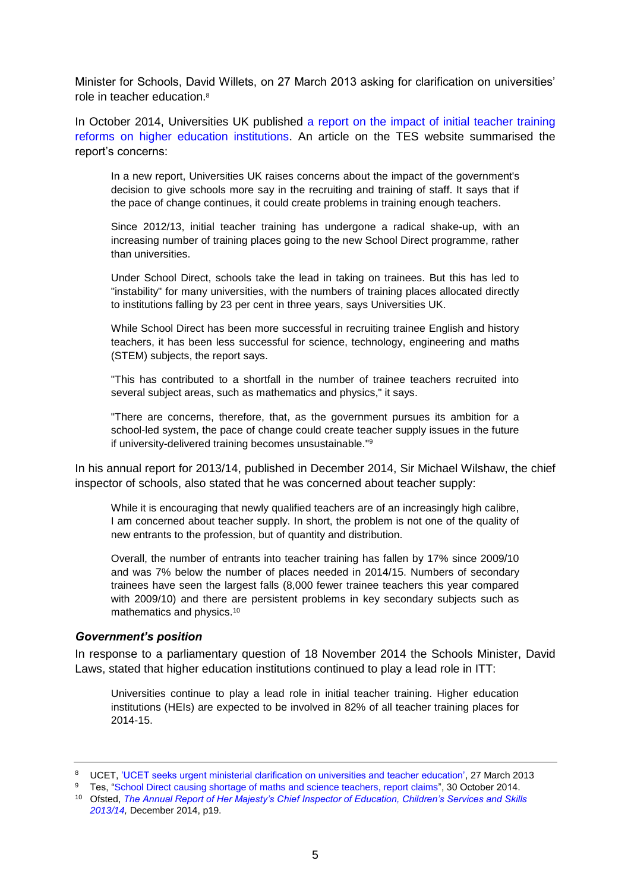Minister for Schools, David Willets, on 27 March 2013 asking for clarification on universities' role in teacher education.[8]

In October 2014, Universities UK published a report on the impact of initial teacher training reforms on higher education institutions. An article on the TES website summarised the report's concerns:

> In a new report, Universities UK raises concerns about the impact of the government's decision to give schools more say in the recruiting and training of staff. It says that if the pace of change continues, it could create problems in training enough teachers.
>
> Since 2012/13, initial teacher training has undergone a radical shake-up, with an increasing number of training places going to the new School Direct programme, rather than universities.
>
> Under School Direct, schools take the lead in taking on trainees. But this has led to "instability" for many universities, with the numbers of training places allocated directly to institutions falling by 23 per cent in three years, says Universities UK.
>
> While School Direct has been more successful in recruiting trainee English and history teachers, it has been less successful for science, technology, engineering and maths (STEM) subjects, the report says.
>
> "This has contributed to a shortfall in the number of trainee teachers recruited into several subject areas, such as mathematics and physics," it says.
>
> "There are concerns, therefore, that, as the government pursues its ambition for a school-led system, the pace of change could create teacher supply issues in the future if university-delivered training becomes unsustainable."[9]

In his annual report for 2013/14, published in December 2014, Sir Michael Wilshaw, the chief inspector of schools, also stated that he was concerned about teacher supply:

> While it is encouraging that newly qualified teachers are of an increasingly high calibre, I am concerned about teacher supply. In short, the problem is not one of the quality of new entrants to the profession, but of quantity and distribution.
>
> Overall, the number of entrants into teacher training has fallen by 17% since 2009/10 and was 7% below the number of places needed in 2014/15. Numbers of secondary trainees have seen the largest falls (8,000 fewer trainee teachers this year compared with 2009/10) and there are persistent problems in key secondary subjects such as mathematics and physics.[10]

### *Government's position*

In response to a parliamentary question of 18 November 2014 the Schools Minister, David Laws, stated that higher education institutions continued to play a lead role in ITT:

> Universities continue to play a lead role in initial teacher training. Higher education institutions (HEIs) are expected to be involved in 82% of all teacher training places for 2014-15.

---

[8] UCET, 'UCET seeks urgent ministerial clarification on universities and teacher education', 27 March 2013

[9] Tes, "School Direct causing shortage of maths and science teachers, report claims", 30 October 2014.

[10] Ofsted, *The Annual Report of Her Majesty's Chief Inspector of Education, Children's Services and Skills 2013/14,* December 2014, p19.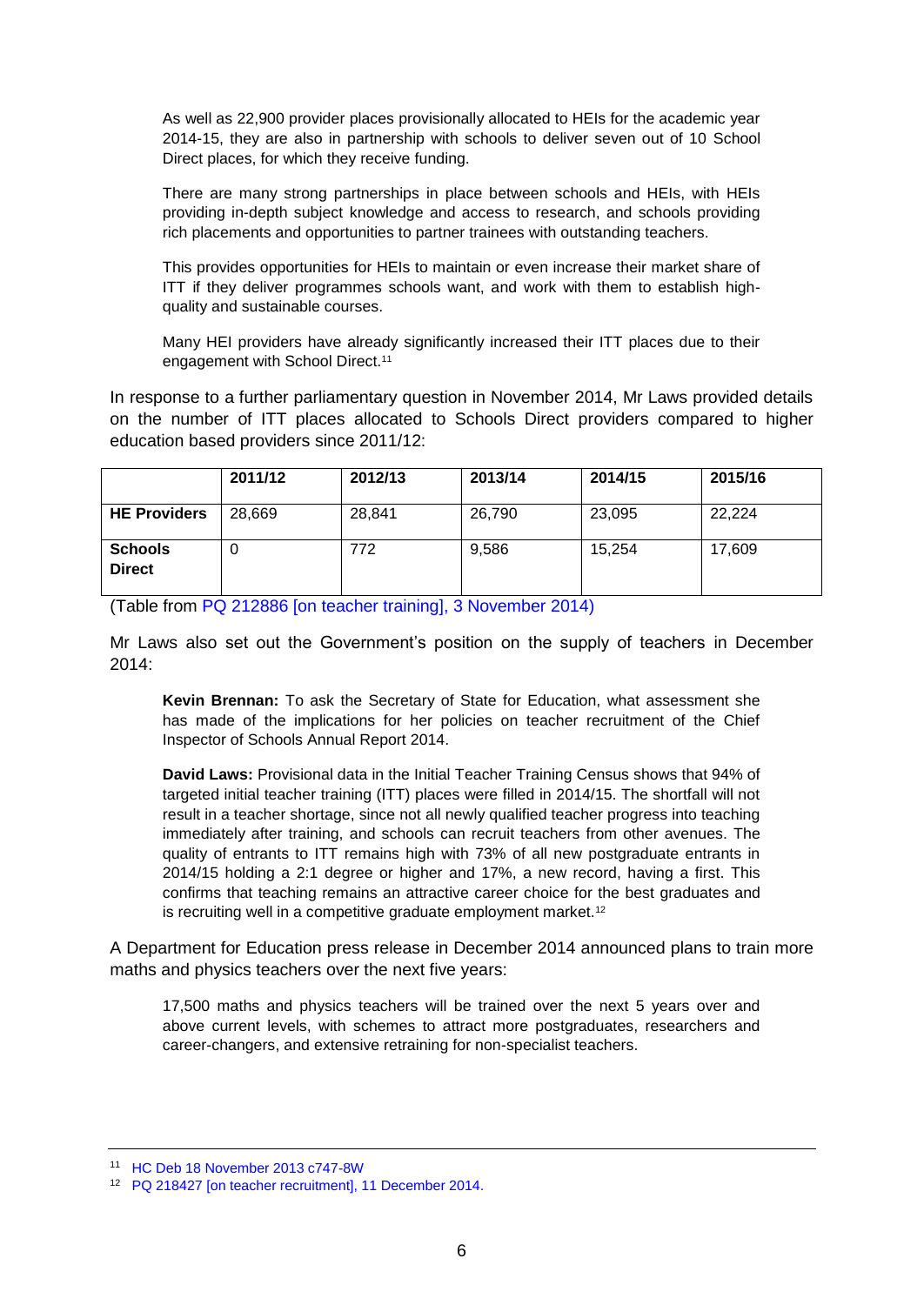> As well as 22,900 provider places provisionally allocated to HEIs for the academic year 2014-15, they are also in partnership with schools to deliver seven out of 10 School Direct places, for which they receive funding.
>
> There are many strong partnerships in place between schools and HEIs, with HEIs providing in-depth subject knowledge and access to research, and schools providing rich placements and opportunities to partner trainees with outstanding teachers.
>
> This provides opportunities for HEIs to maintain or even increase their market share of ITT if they deliver programmes schools want, and work with them to establish high-quality and sustainable courses.
>
> Many HEI providers have already significantly increased their ITT places due to their engagement with School Direct.[11]

In response to a further parliamentary question in November 2014, Mr Laws provided details on the number of ITT places allocated to Schools Direct providers compared to higher education based providers since 2011/12:

| | 2011/12 | 2012/13 | 2013/14 | 2014/15 | 2015/16 |
|---|---|---|---|---|---|
| **HE Providers** | 28,669 | 28,841 | 26,790 | 23,095 | 22,224 |
| **Schools Direct** | 0 | 772 | 9,586 | 15,254 | 17,609 |

(Table from PQ 212886 [on teacher training], 3 November 2014)

Mr Laws also set out the Government's position on the supply of teachers in December 2014:

> **Kevin Brennan:** To ask the Secretary of State for Education, what assessment she has made of the implications for her policies on teacher recruitment of the Chief Inspector of Schools Annual Report 2014.
>
> **David Laws:** Provisional data in the Initial Teacher Training Census shows that 94% of targeted initial teacher training (ITT) places were filled in 2014/15. The shortfall will not result in a teacher shortage, since not all newly qualified teacher progress into teaching immediately after training, and schools can recruit teachers from other avenues. The quality of entrants to ITT remains high with 73% of all new postgraduate entrants in 2014/15 holding a 2:1 degree or higher and 17%, a new record, having a first. This confirms that teaching remains an attractive career choice for the best graduates and is recruiting well in a competitive graduate employment market.[12]

A Department for Education press release in December 2014 announced plans to train more maths and physics teachers over the next five years:

> 17,500 maths and physics teachers will be trained over the next 5 years over and above current levels, with schemes to attract more postgraduates, researchers and career-changers, and extensive retraining for non-specialist teachers.

---

[11] HC Deb 18 November 2013 c747-8W

[12] PQ 218427 [on teacher recruitment], 11 December 2014.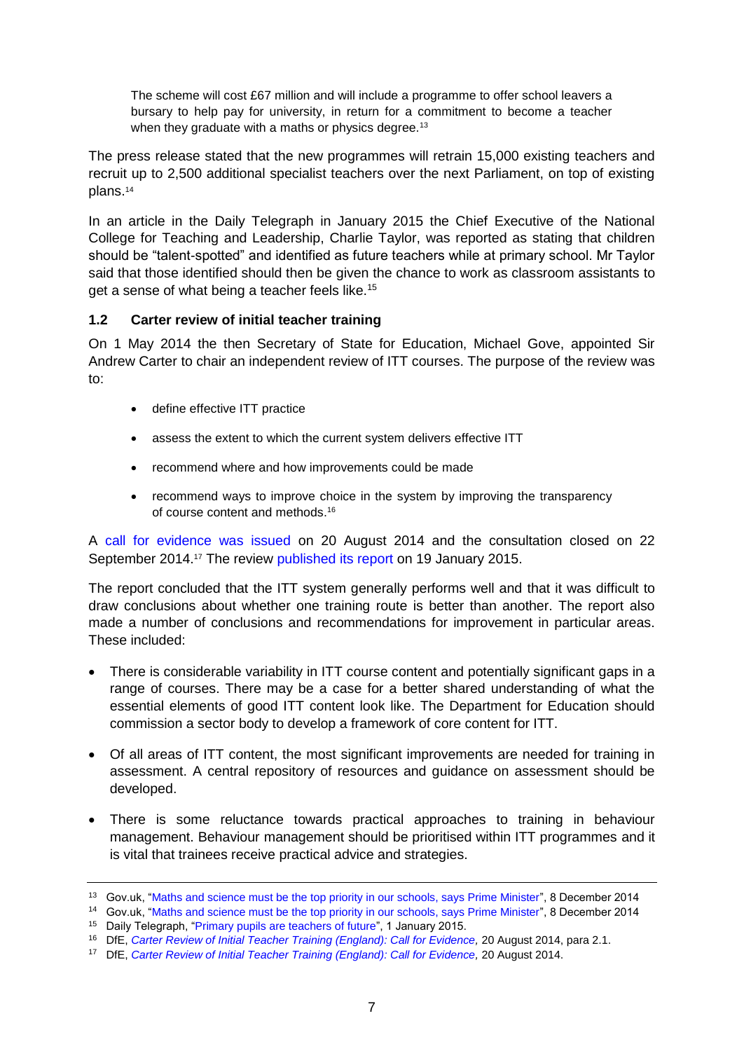> The scheme will cost £67 million and will include a programme to offer school leavers a bursary to help pay for university, in return for a commitment to become a teacher when they graduate with a maths or physics degree.[13]

The press release stated that the new programmes will retrain 15,000 existing teachers and recruit up to 2,500 additional specialist teachers over the next Parliament, on top of existing plans.[14]

In an article in the Daily Telegraph in January 2015 the Chief Executive of the National College for Teaching and Leadership, Charlie Taylor, was reported as stating that children should be "talent-spotted" and identified as future teachers while at primary school. Mr Taylor said that those identified should then be given the chance to work as classroom assistants to get a sense of what being a teacher feels like.[15]

### 1.2 Carter review of initial teacher training

On 1 May 2014 the then Secretary of State for Education, Michael Gove, appointed Sir Andrew Carter to chair an independent review of ITT courses. The purpose of the review was to:

- define effective ITT practice
- assess the extent to which the current system delivers effective ITT
- recommend where and how improvements could be made
- recommend ways to improve choice in the system by improving the transparency of course content and methods.[16]

A call for evidence was issued on 20 August 2014 and the consultation closed on 22 September 2014.[17] The review published its report on 19 January 2015.

The report concluded that the ITT system generally performs well and that it was difficult to draw conclusions about whether one training route is better than another. The report also made a number of conclusions and recommendations for improvement in particular areas. These included:

- There is considerable variability in ITT course content and potentially significant gaps in a range of courses. There may be a case for a better shared understanding of what the essential elements of good ITT content look like. The Department for Education should commission a sector body to develop a framework of core content for ITT.
- Of all areas of ITT content, the most significant improvements are needed for training in assessment. A central repository of resources and guidance on assessment should be developed.
- There is some reluctance towards practical approaches to training in behaviour management. Behaviour management should be prioritised within ITT programmes and it is vital that trainees receive practical advice and strategies.

---

[13] Gov.uk, "Maths and science must be the top priority in our schools, says Prime Minister", 8 December 2014

[14] Gov.uk, "Maths and science must be the top priority in our schools, says Prime Minister", 8 December 2014

[15] Daily Telegraph, "Primary pupils are teachers of future", 1 January 2015.

[16] DfE, *Carter Review of Initial Teacher Training (England): Call for Evidence,* 20 August 2014, para 2.1.

[17] DfE, *Carter Review of Initial Teacher Training (England): Call for Evidence,* 20 August 2014.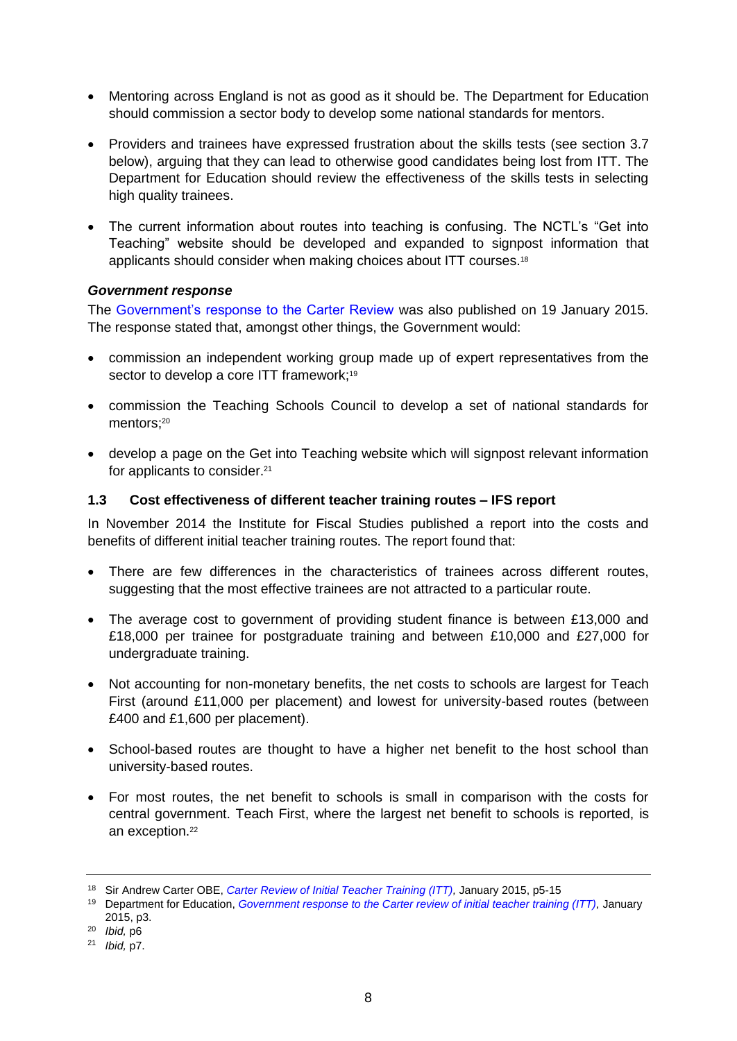- Mentoring across England is not as good as it should be. The Department for Education should commission a sector body to develop some national standards for mentors.
- Providers and trainees have expressed frustration about the skills tests (see section 3.7 below), arguing that they can lead to otherwise good candidates being lost from ITT. The Department for Education should review the effectiveness of the skills tests in selecting high quality trainees.
- The current information about routes into teaching is confusing. The NCTL's "Get into Teaching" website should be developed and expanded to signpost information that applicants should consider when making choices about ITT courses.[18]

***Government response***

The Government's response to the Carter Review was also published on 19 January 2015. The response stated that, amongst other things, the Government would:

- commission an independent working group made up of expert representatives from the sector to develop a core ITT framework;[19]
- commission the Teaching Schools Council to develop a set of national standards for mentors;[20]
- develop a page on the Get into Teaching website which will signpost relevant information for applicants to consider.[21]

### 1.3 Cost effectiveness of different teacher training routes – IFS report

In November 2014 the Institute for Fiscal Studies published a report into the costs and benefits of different initial teacher training routes. The report found that:

- There are few differences in the characteristics of trainees across different routes, suggesting that the most effective trainees are not attracted to a particular route.
- The average cost to government of providing student finance is between £13,000 and £18,000 per trainee for postgraduate training and between £10,000 and £27,000 for undergraduate training.
- Not accounting for non-monetary benefits, the net costs to schools are largest for Teach First (around £11,000 per placement) and lowest for university-based routes (between £400 and £1,600 per placement).
- School-based routes are thought to have a higher net benefit to the host school than university-based routes.
- For most routes, the net benefit to schools is small in comparison with the costs for central government. Teach First, where the largest net benefit to schools is reported, is an exception.[22]

---

[18] Sir Andrew Carter OBE, *Carter Review of Initial Teacher Training (ITT),* January 2015, p5-15

[19] Department for Education, *Government response to the Carter review of initial teacher training (ITT),* January 2015, p3.

[20] *Ibid,* p6

[21] *Ibid,* p7.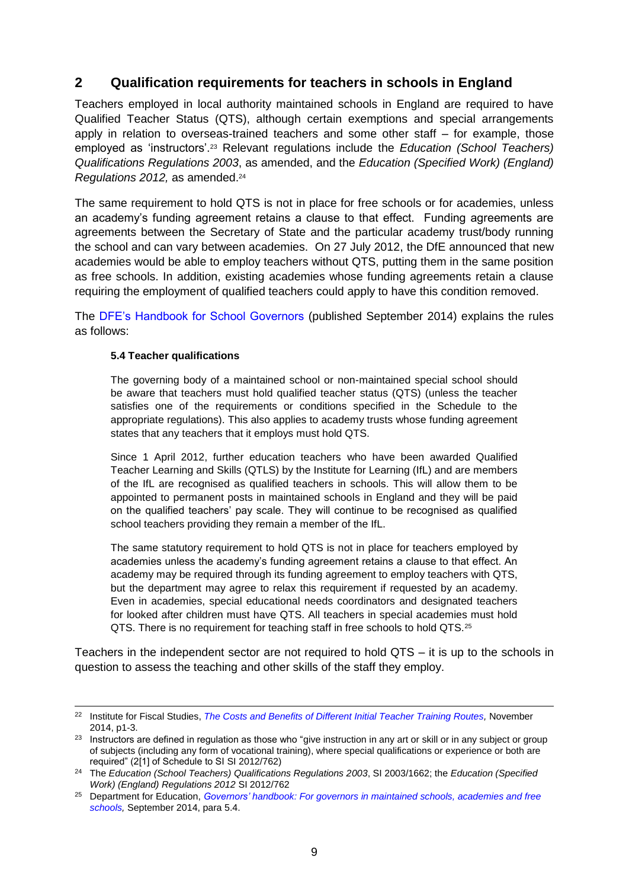## 2 Qualification requirements for teachers in schools in England

Teachers employed in local authority maintained schools in England are required to have Qualified Teacher Status (QTS), although certain exemptions and special arrangements apply in relation to overseas-trained teachers and some other staff – for example, those employed as 'instructors'.[23] Relevant regulations include the *Education (School Teachers) Qualifications Regulations 2003*, as amended, and the *Education (Specified Work) (England) Regulations 2012,* as amended.[24]

The same requirement to hold QTS is not in place for free schools or for academies, unless an academy's funding agreement retains a clause to that effect. Funding agreements are agreements between the Secretary of State and the particular academy trust/body running the school and can vary between academies. On 27 July 2012, the DfE announced that new academies would be able to employ teachers without QTS, putting them in the same position as free schools. In addition, existing academies whose funding agreements retain a clause requiring the employment of qualified teachers could apply to have this condition removed.

The DFE's Handbook for School Governors (published September 2014) explains the rules as follows:

> **5.4 Teacher qualifications**
>
> The governing body of a maintained school or non-maintained special school should be aware that teachers must hold qualified teacher status (QTS) (unless the teacher satisfies one of the requirements or conditions specified in the Schedule to the appropriate regulations). This also applies to academy trusts whose funding agreement states that any teachers that it employs must hold QTS.
>
> Since 1 April 2012, further education teachers who have been awarded Qualified Teacher Learning and Skills (QTLS) by the Institute for Learning (IfL) and are members of the IfL are recognised as qualified teachers in schools. This will allow them to be appointed to permanent posts in maintained schools in England and they will be paid on the qualified teachers' pay scale. They will continue to be recognised as qualified school teachers providing they remain a member of the IfL.
>
> The same statutory requirement to hold QTS is not in place for teachers employed by academies unless the academy's funding agreement retains a clause to that effect. An academy may be required through its funding agreement to employ teachers with QTS, but the department may agree to relax this requirement if requested by an academy. Even in academies, special educational needs coordinators and designated teachers for looked after children must have QTS. All teachers in special academies must hold QTS. There is no requirement for teaching staff in free schools to hold QTS.[25]

Teachers in the independent sector are not required to hold QTS – it is up to the schools in question to assess the teaching and other skills of the staff they employ.

---

[22] Institute for Fiscal Studies, *The Costs and Benefits of Different Initial Teacher Training Routes,* November 2014, p1-3.

[23] Instructors are defined in regulation as those who "give instruction in any art or skill or in any subject or group of subjects (including any form of vocational training), where special qualifications or experience or both are required" (2[1] of Schedule to SI SI 2012/762)

[24] The *Education (School Teachers) Qualifications Regulations 2003*, SI 2003/1662; the *Education (Specified Work) (England) Regulations 2012* SI 2012/762

[25] Department for Education, *Governors' handbook: For governors in maintained schools, academies and free schools,* September 2014, para 5.4.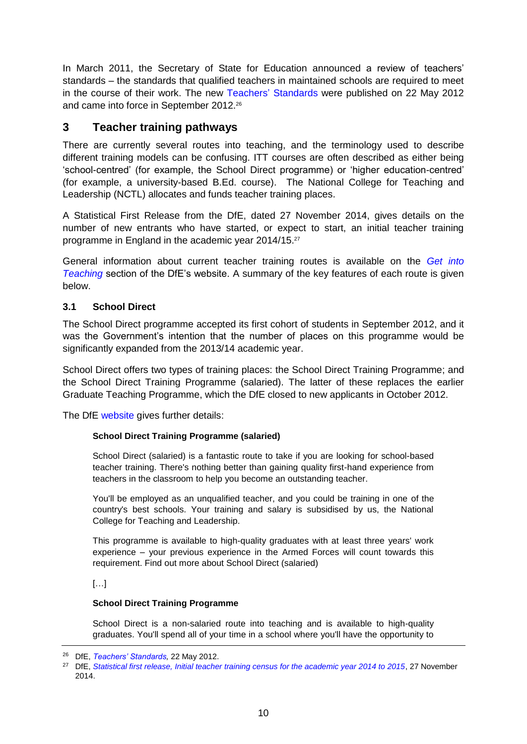In March 2011, the Secretary of State for Education announced a review of teachers' standards – the standards that qualified teachers in maintained schools are required to meet in the course of their work. The new Teachers' Standards were published on 22 May 2012 and came into force in September 2012.[26]

## 3 Teacher training pathways

There are currently several routes into teaching, and the terminology used to describe different training models can be confusing. ITT courses are often described as either being 'school-centred' (for example, the School Direct programme) or 'higher education-centred' (for example, a university-based B.Ed. course). The National College for Teaching and Leadership (NCTL) allocates and funds teacher training places.

A Statistical First Release from the DfE, dated 27 November 2014, gives details on the number of new entrants who have started, or expect to start, an initial teacher training programme in England in the academic year 2014/15.[27]

General information about current teacher training routes is available on the *Get into Teaching* section of the DfE's website. A summary of the key features of each route is given below.

### 3.1 School Direct

The School Direct programme accepted its first cohort of students in September 2012, and it was the Government's intention that the number of places on this programme would be significantly expanded from the 2013/14 academic year.

School Direct offers two types of training places: the School Direct Training Programme; and the School Direct Training Programme (salaried). The latter of these replaces the earlier Graduate Teaching Programme, which the DfE closed to new applicants in October 2012.

The DfE website gives further details:

> **School Direct Training Programme (salaried)**
>
> School Direct (salaried) is a fantastic route to take if you are looking for school-based teacher training. There's nothing better than gaining quality first-hand experience from teachers in the classroom to help you become an outstanding teacher.
>
> You'll be employed as an unqualified teacher, and you could be training in one of the country's best schools. Your training and salary is subsidised by us, the National College for Teaching and Leadership.
>
> This programme is available to high-quality graduates with at least three years' work experience – your previous experience in the Armed Forces will count towards this requirement. Find out more about School Direct (salaried)
>
> […]
>
> **School Direct Training Programme**
>
> School Direct is a non-salaried route into teaching and is available to high-quality graduates. You'll spend all of your time in a school where you'll have the opportunity to

[26] DfE, *Teachers' Standards,* 22 May 2012.

[27] DfE, *Statistical first release, Initial teacher training census for the academic year 2014 to 2015*, 27 November 2014.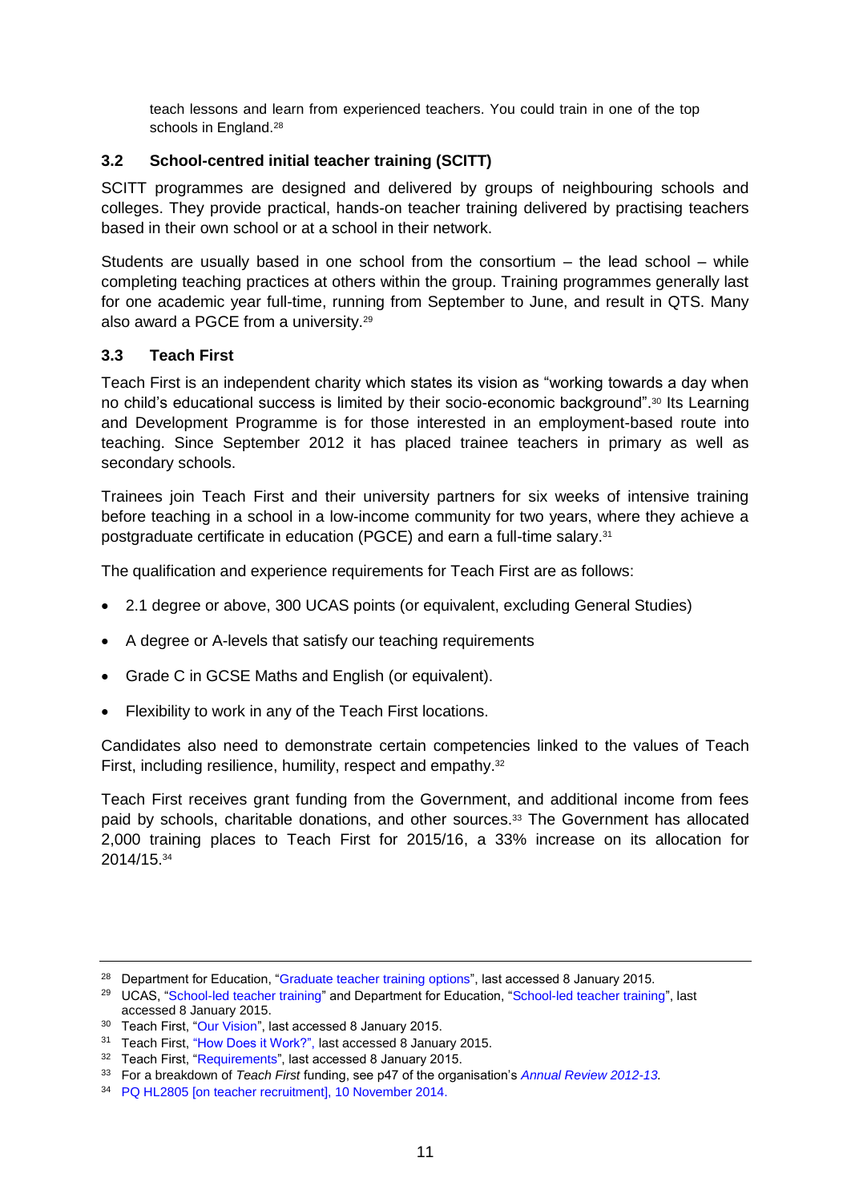teach lessons and learn from experienced teachers. You could train in one of the top schools in England.[28]

### 3.2 School-centred initial teacher training (SCITT)

SCITT programmes are designed and delivered by groups of neighbouring schools and colleges. They provide practical, hands-on teacher training delivered by practising teachers based in their own school or at a school in their network.

Students are usually based in one school from the consortium – the lead school – while completing teaching practices at others within the group. Training programmes generally last for one academic year full-time, running from September to June, and result in QTS. Many also award a PGCE from a university.[29]

### 3.3 Teach First

Teach First is an independent charity which states its vision as "working towards a day when no child's educational success is limited by their socio-economic background".[30] Its Learning and Development Programme is for those interested in an employment-based route into teaching. Since September 2012 it has placed trainee teachers in primary as well as secondary schools.

Trainees join Teach First and their university partners for six weeks of intensive training before teaching in a school in a low-income community for two years, where they achieve a postgraduate certificate in education (PGCE) and earn a full-time salary.[31]

The qualification and experience requirements for Teach First are as follows:

- 2.1 degree or above, 300 UCAS points (or equivalent, excluding General Studies)
- A degree or A-levels that satisfy our teaching requirements
- Grade C in GCSE Maths and English (or equivalent).
- Flexibility to work in any of the Teach First locations.

Candidates also need to demonstrate certain competencies linked to the values of Teach First, including resilience, humility, respect and empathy.[32]

Teach First receives grant funding from the Government, and additional income from fees paid by schools, charitable donations, and other sources.[33] The Government has allocated 2,000 training places to Teach First for 2015/16, a 33% increase on its allocation for 2014/15.[34]

---

[28] Department for Education, "Graduate teacher training options", last accessed 8 January 2015.

[29] UCAS, "School-led teacher training" and Department for Education, "School-led teacher training", last accessed 8 January 2015.

[30] Teach First, "Our Vision", last accessed 8 January 2015.

[31] Teach First, "How Does it Work?", last accessed 8 January 2015.

[32] Teach First, "Requirements", last accessed 8 January 2015.

[33] For a breakdown of *Teach First* funding, see p47 of the organisation's *Annual Review 2012-13.*

[34] PQ HL2805 [on teacher recruitment], 10 November 2014.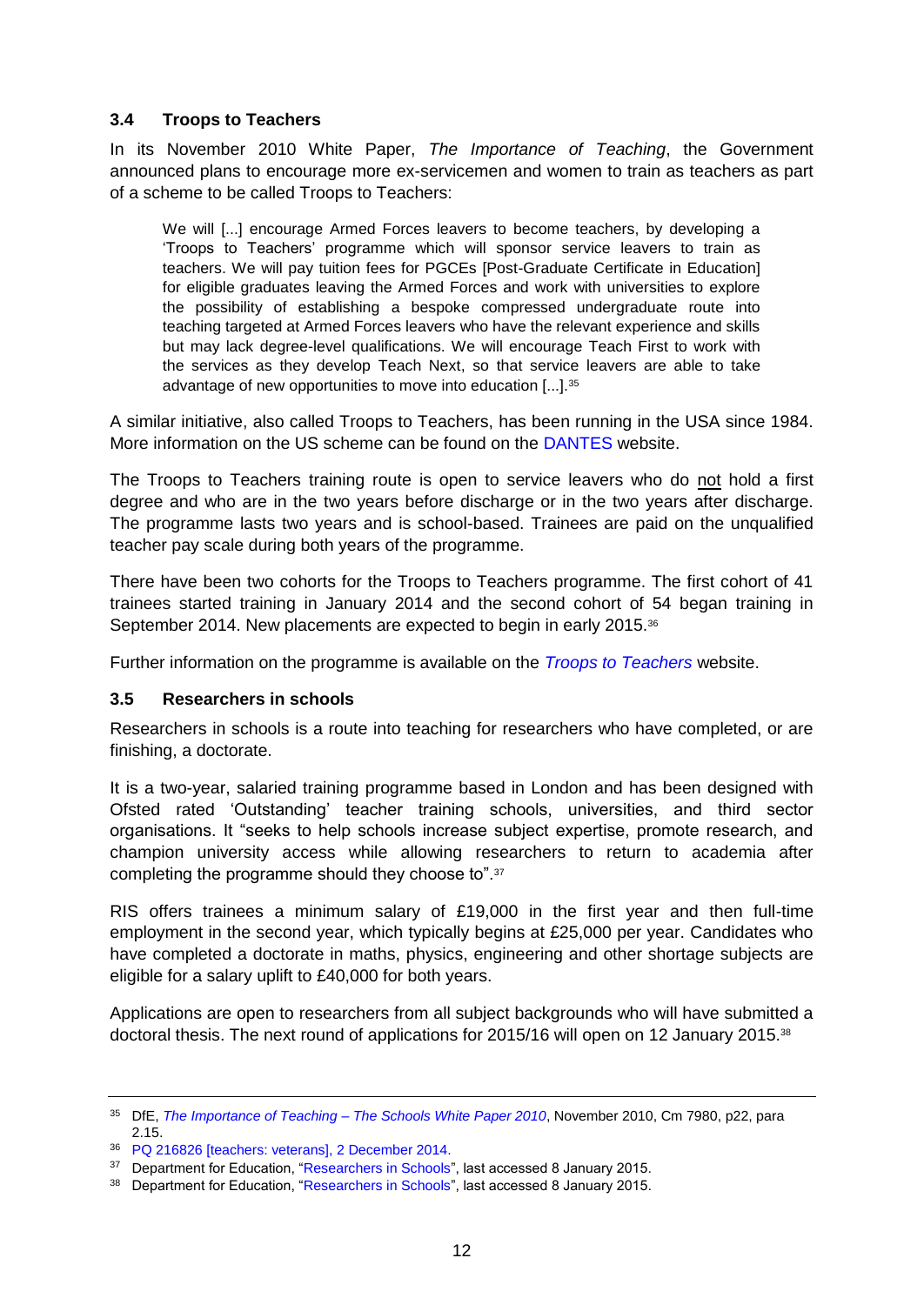### 3.4 Troops to Teachers

In its November 2010 White Paper, *The Importance of Teaching*, the Government announced plans to encourage more ex-servicemen and women to train as teachers as part of a scheme to be called Troops to Teachers:

> We will [...] encourage Armed Forces leavers to become teachers, by developing a 'Troops to Teachers' programme which will sponsor service leavers to train as teachers. We will pay tuition fees for PGCEs [Post-Graduate Certificate in Education] for eligible graduates leaving the Armed Forces and work with universities to explore the possibility of establishing a bespoke compressed undergraduate route into teaching targeted at Armed Forces leavers who have the relevant experience and skills but may lack degree-level qualifications. We will encourage Teach First to work with the services as they develop Teach Next, so that service leavers are able to take advantage of new opportunities to move into education [...].[35]

A similar initiative, also called Troops to Teachers, has been running in the USA since 1984. More information on the US scheme can be found on the DANTES website.

The Troops to Teachers training route is open to service leavers who do not hold a first degree and who are in the two years before discharge or in the two years after discharge. The programme lasts two years and is school-based. Trainees are paid on the unqualified teacher pay scale during both years of the programme.

There have been two cohorts for the Troops to Teachers programme. The first cohort of 41 trainees started training in January 2014 and the second cohort of 54 began training in September 2014. New placements are expected to begin in early 2015.[36]

Further information on the programme is available on the *Troops to Teachers* website.

### 3.5 Researchers in schools

Researchers in schools is a route into teaching for researchers who have completed, or are finishing, a doctorate.

It is a two-year, salaried training programme based in London and has been designed with Ofsted rated 'Outstanding' teacher training schools, universities, and third sector organisations. It "seeks to help schools increase subject expertise, promote research, and champion university access while allowing researchers to return to academia after completing the programme should they choose to".[37]

RIS offers trainees a minimum salary of £19,000 in the first year and then full-time employment in the second year, which typically begins at £25,000 per year. Candidates who have completed a doctorate in maths, physics, engineering and other shortage subjects are eligible for a salary uplift to £40,000 for both years.

Applications are open to researchers from all subject backgrounds who will have submitted a doctoral thesis. The next round of applications for 2015/16 will open on 12 January 2015.[38]

---

[35] DfE, *The Importance of Teaching – The Schools White Paper 2010*, November 2010, Cm 7980, p22, para 2.15.

[36] PQ 216826 [teachers: veterans], 2 December 2014.

[37] Department for Education, "Researchers in Schools", last accessed 8 January 2015.

[38] Department for Education, "Researchers in Schools", last accessed 8 January 2015.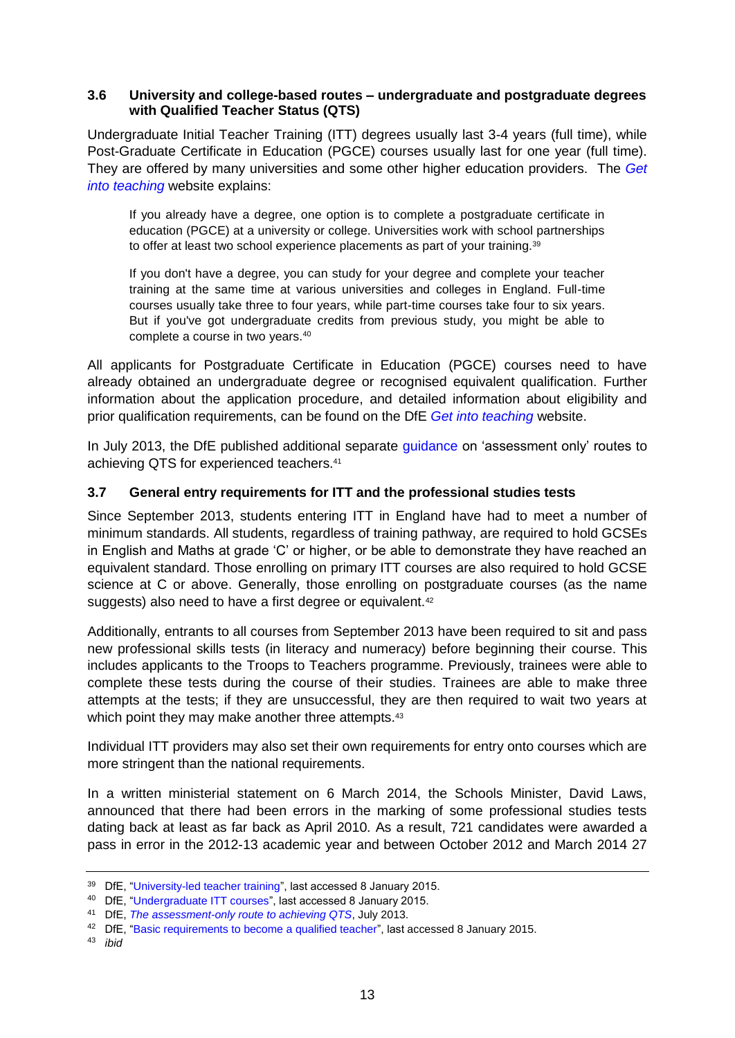### 3.6 University and college-based routes – undergraduate and postgraduate degrees with Qualified Teacher Status (QTS)

Undergraduate Initial Teacher Training (ITT) degrees usually last 3-4 years (full time), while Post-Graduate Certificate in Education (PGCE) courses usually last for one year (full time). They are offered by many universities and some other higher education providers. The *Get into teaching* website explains:

> If you already have a degree, one option is to complete a postgraduate certificate in education (PGCE) at a university or college. Universities work with school partnerships to offer at least two school experience placements as part of your training.[39]
>
> If you don't have a degree, you can study for your degree and complete your teacher training at the same time at various universities and colleges in England. Full-time courses usually take three to four years, while part-time courses take four to six years. But if you've got undergraduate credits from previous study, you might be able to complete a course in two years.[40]

All applicants for Postgraduate Certificate in Education (PGCE) courses need to have already obtained an undergraduate degree or recognised equivalent qualification. Further information about the application procedure, and detailed information about eligibility and prior qualification requirements, can be found on the DfE *Get into teaching* website.

In July 2013, the DfE published additional separate guidance on 'assessment only' routes to achieving QTS for experienced teachers.[41]

### 3.7 General entry requirements for ITT and the professional studies tests

Since September 2013, students entering ITT in England have had to meet a number of minimum standards. All students, regardless of training pathway, are required to hold GCSEs in English and Maths at grade 'C' or higher, or be able to demonstrate they have reached an equivalent standard. Those enrolling on primary ITT courses are also required to hold GCSE science at C or above. Generally, those enrolling on postgraduate courses (as the name suggests) also need to have a first degree or equivalent.[42]

Additionally, entrants to all courses from September 2013 have been required to sit and pass new professional skills tests (in literacy and numeracy) before beginning their course. This includes applicants to the Troops to Teachers programme. Previously, trainees were able to complete these tests during the course of their studies. Trainees are able to make three attempts at the tests; if they are unsuccessful, they are then required to wait two years at which point they may make another three attempts.[43]

Individual ITT providers may also set their own requirements for entry onto courses which are more stringent than the national requirements.

In a written ministerial statement on 6 March 2014, the Schools Minister, David Laws, announced that there had been errors in the marking of some professional studies tests dating back at least as far back as April 2010. As a result, 721 candidates were awarded a pass in error in the 2012-13 academic year and between October 2012 and March 2014 27

---

[39] DfE, "University-led teacher training", last accessed 8 January 2015.

[40] DfE, "Undergraduate ITT courses", last accessed 8 January 2015.

[41] DfE, *The assessment-only route to achieving QTS*, July 2013.

[42] DfE, "Basic requirements to become a qualified teacher", last accessed 8 January 2015.

[43] *ibid*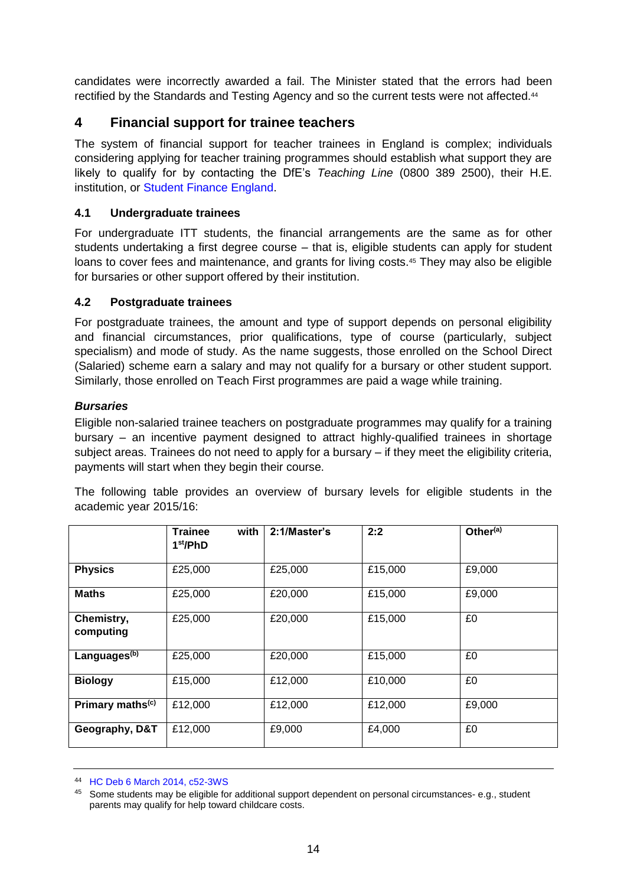candidates were incorrectly awarded a fail. The Minister stated that the errors had been rectified by the Standards and Testing Agency and so the current tests were not affected.[44]

## 4 Financial support for trainee teachers

The system of financial support for teacher trainees in England is complex; individuals considering applying for teacher training programmes should establish what support they are likely to qualify for by contacting the DfE's *Teaching Line* (0800 389 2500), their H.E. institution, or Student Finance England.

### 4.1 Undergraduate trainees

For undergraduate ITT students, the financial arrangements are the same as for other students undertaking a first degree course – that is, eligible students can apply for student loans to cover fees and maintenance, and grants for living costs.[45] They may also be eligible for bursaries or other support offered by their institution.

### 4.2 Postgraduate trainees

For postgraduate trainees, the amount and type of support depends on personal eligibility and financial circumstances, prior qualifications, type of course (particularly, subject specialism) and mode of study. As the name suggests, those enrolled on the School Direct (Salaried) scheme earn a salary and may not qualify for a bursary or other student support. Similarly, those enrolled on Teach First programmes are paid a wage while training.

***Bursaries***

Eligible non-salaried trainee teachers on postgraduate programmes may qualify for a training bursary – an incentive payment designed to attract highly-qualified trainees in shortage subject areas. Trainees do not need to apply for a bursary – if they meet the eligibility criteria, payments will start when they begin their course.

The following table provides an overview of bursary levels for eligible students in the academic year 2015/16:

| | Trainee with 1st/PhD | 2:1/Master's | 2:2 | Other[a] |
|---|---|---|---|---|
| **Physics** | £25,000 | £25,000 | £15,000 | £9,000 |
| **Maths** | £25,000 | £20,000 | £15,000 | £9,000 |
| **Chemistry, computing** | £25,000 | £20,000 | £15,000 | £0 |
| **Languages[b]** | £25,000 | £20,000 | £15,000 | £0 |
| **Biology** | £15,000 | £12,000 | £10,000 | £0 |
| **Primary maths[c]** | £12,000 | £12,000 | £12,000 | £9,000 |
| **Geography, D&T** | £12,000 | £9,000 | £4,000 | £0 |

---

[44] HC Deb 6 March 2014, c52-3WS

[45] Some students may be eligible for additional support dependent on personal circumstances- e.g., student parents may qualify for help toward childcare costs.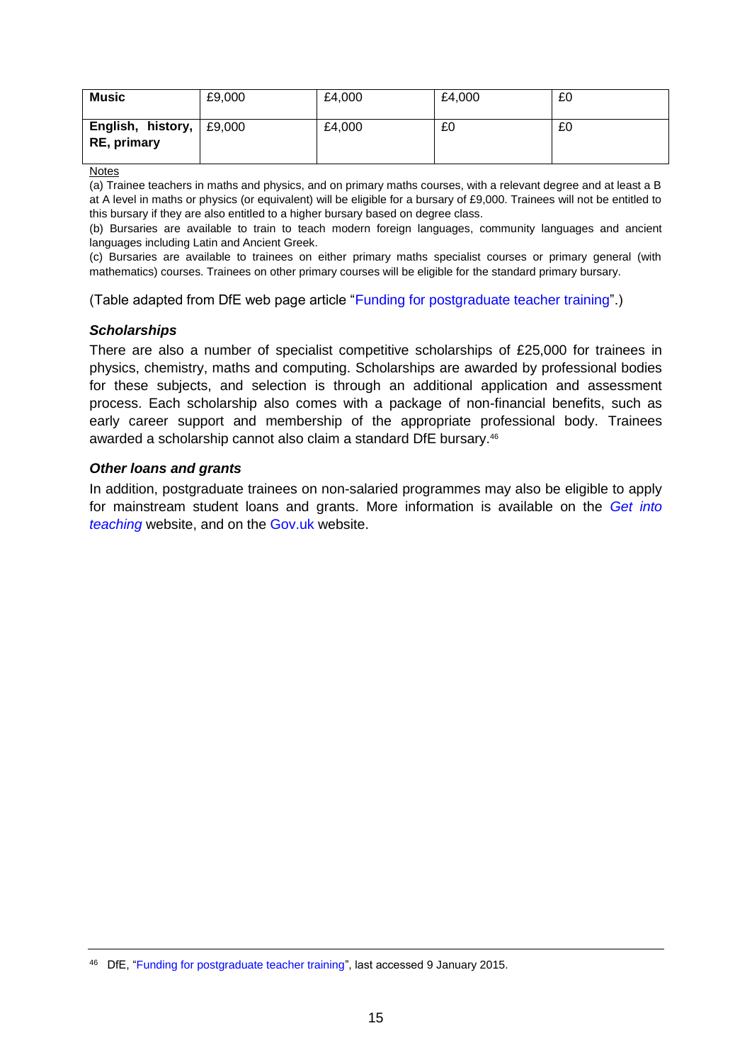| | | | | |
|---|---|---|---|---|
| **Music** | £9,000 | £4,000 | £4,000 | £0 |
| **English, history, RE, primary** | £9,000 | £4,000 | £0 | £0 |

Notes

(a) Trainee teachers in maths and physics, and on primary maths courses, with a relevant degree and at least a B at A level in maths or physics (or equivalent) will be eligible for a bursary of £9,000. Trainees will not be entitled to this bursary if they are also entitled to a higher bursary based on degree class.

(b) Bursaries are available to train to teach modern foreign languages, community languages and ancient languages including Latin and Ancient Greek.

(c) Bursaries are available to trainees on either primary maths specialist courses or primary general (with mathematics) courses. Trainees on other primary courses will be eligible for the standard primary bursary.

(Table adapted from DfE web page article "Funding for postgraduate teacher training".)

### *Scholarships*

There are also a number of specialist competitive scholarships of £25,000 for trainees in physics, chemistry, maths and computing. Scholarships are awarded by professional bodies for these subjects, and selection is through an additional application and assessment process. Each scholarship also comes with a package of non-financial benefits, such as early career support and membership of the appropriate professional body. Trainees awarded a scholarship cannot also claim a standard DfE bursary.[46]

### *Other loans and grants*

In addition, postgraduate trainees on non-salaried programmes may also be eligible to apply for mainstream student loans and grants. More information is available on the *Get into teaching* website, and on the Gov.uk website.

[46] DfE, "Funding for postgraduate teacher training", last accessed 9 January 2015.